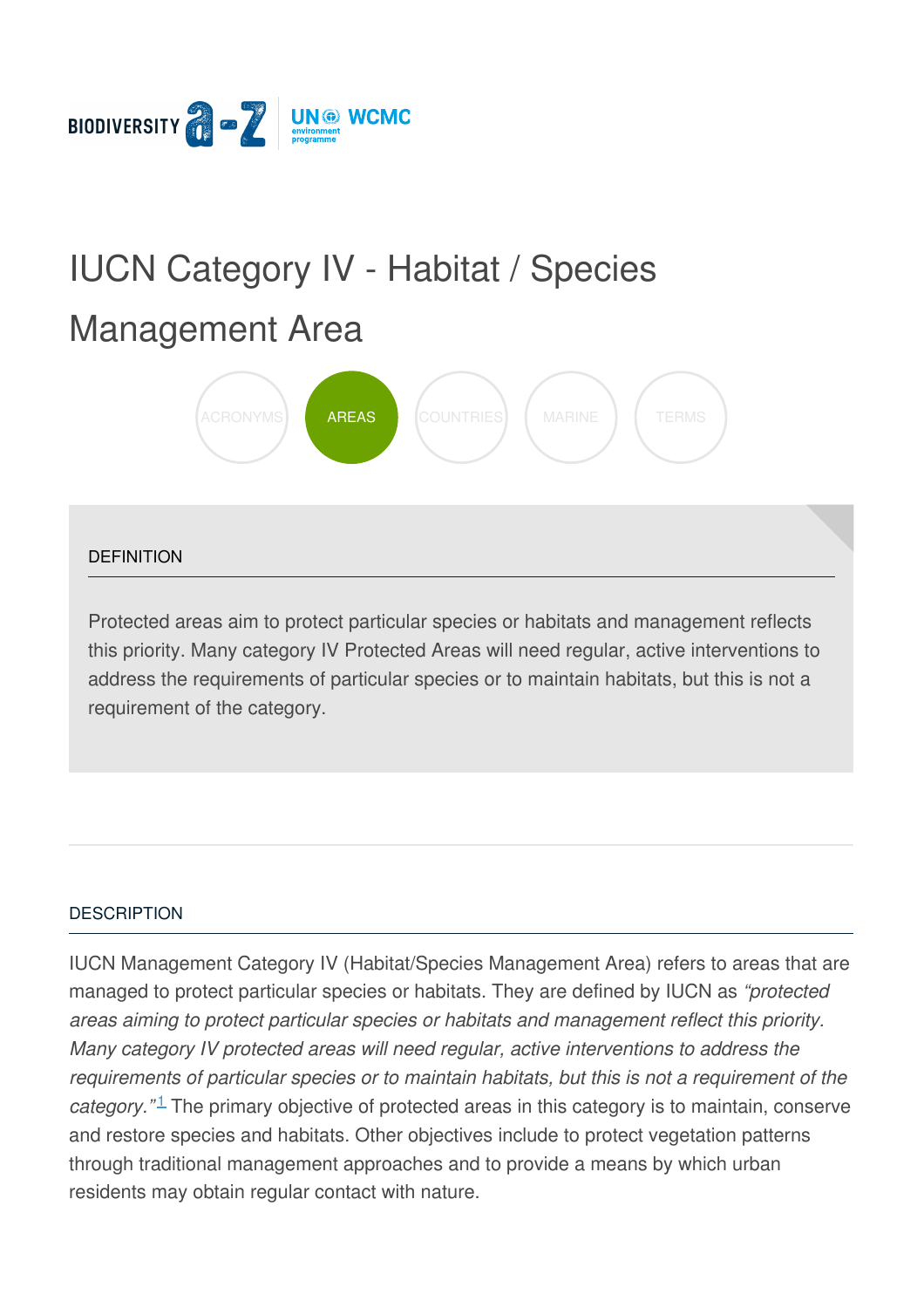# IUCN Category IV - Habitat / Species Management Area

ACRONYMS AREAS COUNTRIES MARINE TERMS

## DEFINITION

Protected areas aim to protect particular species or habitats and management reflects this priority. Many category IV Protected Areas will need regular, active interventions to address the requirements of particular species or to maintain habitats, but this is not a requirement of the category.

## DESCRIPTION

IUCN Management Category IV (Habitat/Species Management Area) refers to areas that are managed to protect particular species or habitats. They are defined by IUCN as *"protected areas aiming to protect particular species or habitats and management reflect this priority. Many category IV protected areas will need regular, active interventions to address the requirements of particular species or to maintain habitats, but this is not a requirement of the category."*[1] The primary objective of protected areas in this category is to maintain, conserve and restore species and habitats. Other objectives include to protect vegetation patterns through traditional management approaches and to provide a means by which urban residents may obtain regular contact with nature.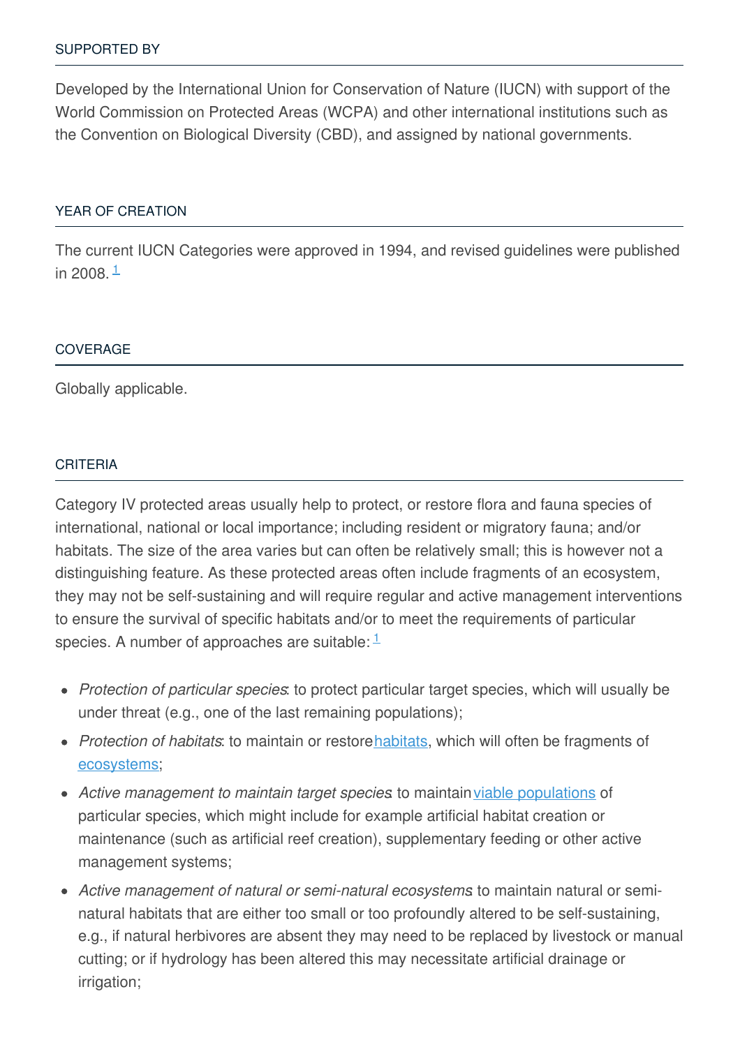## SUPPORTED BY

Developed by the International Union for Conservation of Nature (IUCN) with support of the World Commission on Protected Areas (WCPA) and other international institutions such as the Convention on Biological Diversity (CBD), and assigned by national governments.

## YEAR OF CREATION

The current IUCN Categories were approved in 1994, and revised guidelines were published in 2008.[1]

## COVERAGE

Globally applicable.

## CRITERIA

Category IV protected areas usually help to protect, or restore flora and fauna species of international, national or local importance; including resident or migratory fauna; and/or habitats. The size of the area varies but can often be relatively small; this is however not a distinguishing feature. As these protected areas often include fragments of an ecosystem, they may not be self-sustaining and will require regular and active management interventions to ensure the survival of specific habitats and/or to meet the requirements of particular species. A number of approaches are suitable:[1]

- *Protection of particular species*: to protect particular target species, which will usually be under threat (e.g., one of the last remaining populations);
- *Protection of habitats*: to maintain or restore habitats, which will often be fragments of ecosystems;
- *Active management to maintain target species*: to maintain viable populations of particular species, which might include for example artificial habitat creation or maintenance (such as artificial reef creation), supplementary feeding or other active management systems;
- *Active management of natural or semi-natural ecosystems*: to maintain natural or semi-natural habitats that are either too small or too profoundly altered to be self-sustaining, e.g., if natural herbivores are absent they may need to be replaced by livestock or manual cutting; or if hydrology has been altered this may necessitate artificial drainage or irrigation;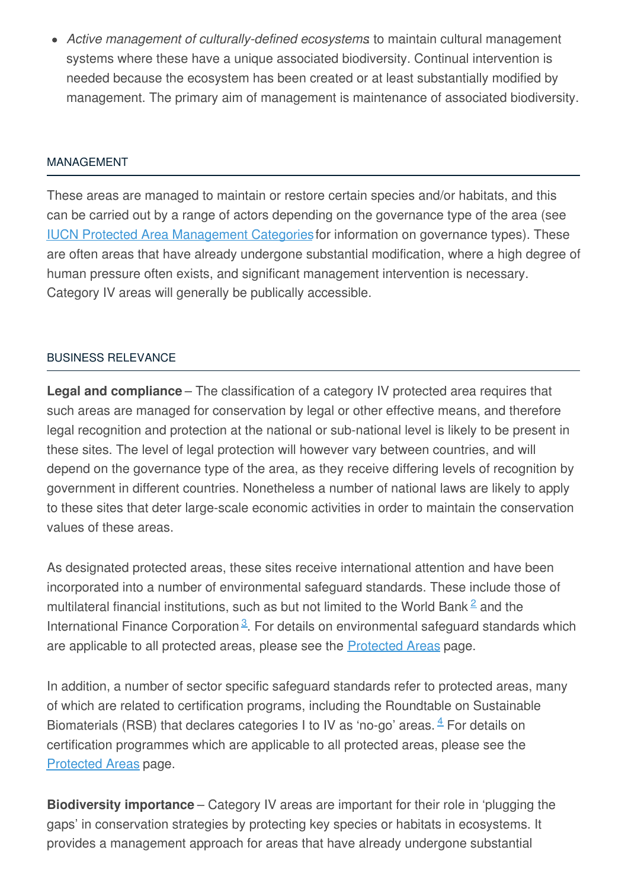- *Active management of culturally-defined ecosystems* to maintain cultural management systems where these have a unique associated biodiversity. Continual intervention is needed because the ecosystem has been created or at least substantially modified by management. The primary aim of management is maintenance of associated biodiversity.

## MANAGEMENT

These areas are managed to maintain or restore certain species and/or habitats, and this can be carried out by a range of actors depending on the governance type of the area (see [IUCN Protected Area Management Categories]for information on governance types). These are often areas that have already undergone substantial modification, where a high degree of human pressure often exists, and significant management intervention is necessary. Category IV areas will generally be publically accessible.

## BUSINESS RELEVANCE

**Legal and compliance** – The classification of a category IV protected area requires that such areas are managed for conservation by legal or other effective means, and therefore legal recognition and protection at the national or sub-national level is likely to be present in these sites. The level of legal protection will however vary between countries, and will depend on the governance type of the area, as they receive differing levels of recognition by government in different countries. Nonetheless a number of national laws are likely to apply to these sites that deter large-scale economic activities in order to maintain the conservation values of these areas.

As designated protected areas, these sites receive international attention and have been incorporated into a number of environmental safeguard standards. These include those of multilateral financial institutions, such as but not limited to the World Bank [2] and the International Finance Corporation [3]. For details on environmental safeguard standards which are applicable to all protected areas, please see the [Protected Areas] page.

In addition, a number of sector specific safeguard standards refer to protected areas, many of which are related to certification programs, including the Roundtable on Sustainable Biomaterials (RSB) that declares categories I to IV as 'no-go' areas. [4] For details on certification programmes which are applicable to all protected areas, please see the [Protected Areas] page.

**Biodiversity importance** – Category IV areas are important for their role in 'plugging the gaps' in conservation strategies by protecting key species or habitats in ecosystems. It provides a management approach for areas that have already undergone substantial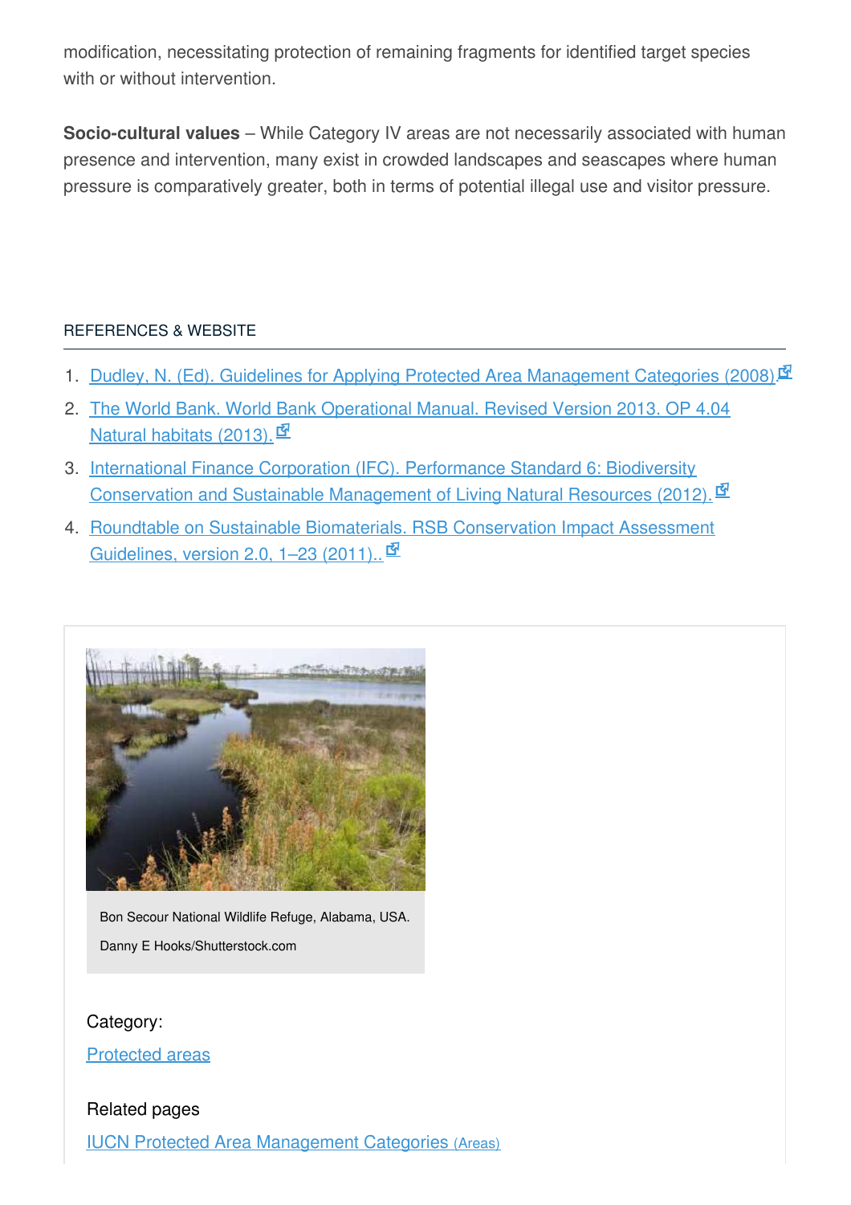modification, necessitating protection of remaining fragments for identified target species with or without intervention.

**Socio-cultural values** – While Category IV areas are not necessarily associated with human presence and intervention, many exist in crowded landscapes and seascapes where human pressure is comparatively greater, both in terms of potential illegal use and visitor pressure.

REFERENCES & WEBSITE

1. Dudley, N. (Ed). Guidelines for Applying Protected Area Management Categories (2008).
2. The World Bank. World Bank Operational Manual. Revised Version 2013. OP 4.04 Natural habitats (2013).
3. International Finance Corporation (IFC). Performance Standard 6: Biodiversity Conservation and Sustainable Management of Living Natural Resources (2012).
4. Roundtable on Sustainable Biomaterials. RSB Conservation Impact Assessment Guidelines, version 2.0, 1–23 (2011)..

Bon Secour National Wildlife Refuge, Alabama, USA.

Danny E Hooks/Shutterstock.com

Category:

Protected areas

Related pages

IUCN Protected Area Management Categories (Areas)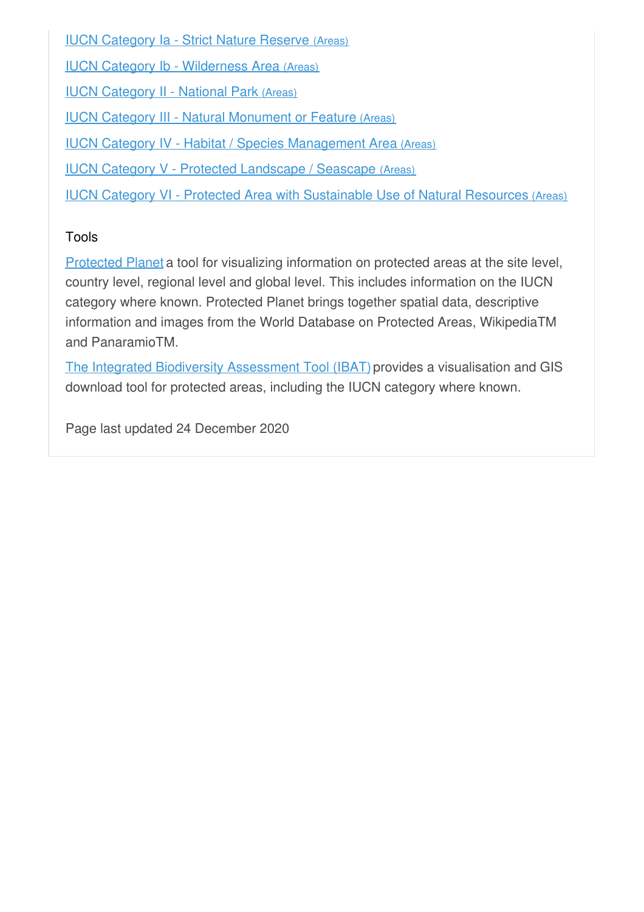IUCN Category Ia - Strict Nature Reserve (Areas)

IUCN Category Ib - Wilderness Area (Areas)

IUCN Category II - National Park (Areas)

IUCN Category III - Natural Monument or Feature (Areas)

IUCN Category IV - Habitat / Species Management Area (Areas)

IUCN Category V - Protected Landscape / Seascape (Areas)

IUCN Category VI - Protected Area with Sustainable Use of Natural Resources (Areas)

### Tools

Protected Planet a tool for visualizing information on protected areas at the site level, country level, regional level and global level. This includes information on the IUCN category where known. Protected Planet brings together spatial data, descriptive information and images from the World Database on Protected Areas, WikipediaTM and PanaramioTM.

The Integrated Biodiversity Assessment Tool (IBAT) provides a visualisation and GIS download tool for protected areas, including the IUCN category where known.

Page last updated 24 December 2020